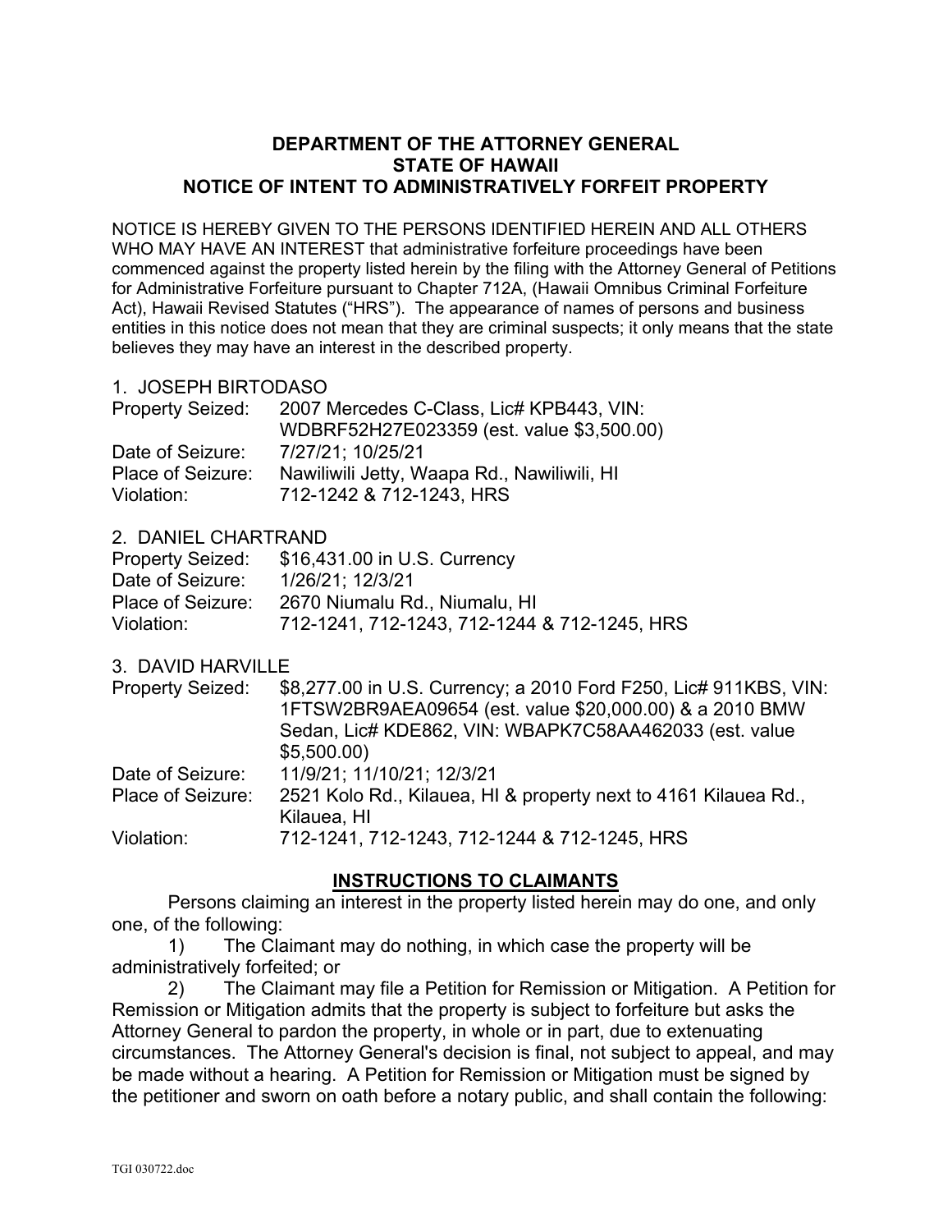# DEPARTMENT OF THE ATTORNEY GENERAL
# STATE OF HAWAII
# NOTICE OF INTENT TO ADMINISTRATIVELY FORFEIT PROPERTY

NOTICE IS HEREBY GIVEN TO THE PERSONS IDENTIFIED HEREIN AND ALL OTHERS WHO MAY HAVE AN INTEREST that administrative forfeiture proceedings have been commenced against the property listed herein by the filing with the Attorney General of Petitions for Administrative Forfeiture pursuant to Chapter 712A, (Hawaii Omnibus Criminal Forfeiture Act), Hawaii Revised Statutes ("HRS"). The appearance of names of persons and business entities in this notice does not mean that they are criminal suspects; it only means that the state believes they may have an interest in the described property.

1. JOSEPH BIRTODASO

| | |
|---|---|
| Property Seized: | 2007 Mercedes C-Class, Lic# KPB443, VIN: WDBRF52H27E023359 (est. value $3,500.00) |
| Date of Seizure: | 7/27/21; 10/25/21 |
| Place of Seizure: | Nawiliwili Jetty, Waapa Rd., Nawiliwili, HI |
| Violation: | 712-1242 & 712-1243, HRS |

2. DANIEL CHARTRAND

| | |
|---|---|
| Property Seized: | $16,431.00 in U.S. Currency |
| Date of Seizure: | 1/26/21; 12/3/21 |
| Place of Seizure: | 2670 Niumalu Rd., Niumalu, HI |
| Violation: | 712-1241, 712-1243, 712-1244 & 712-1245, HRS |

3. DAVID HARVILLE

| | |
|---|---|
| Property Seized: | $8,277.00 in U.S. Currency; a 2010 Ford F250, Lic# 911KBS, VIN: 1FTSW2BR9AEA09654 (est. value $20,000.00) & a 2010 BMW Sedan, Lic# KDE862, VIN: WBAPK7C58AA462033 (est. value $5,500.00) |
| Date of Seizure: | 11/9/21; 11/10/21; 12/3/21 |
| Place of Seizure: | 2521 Kolo Rd., Kilauea, HI & property next to 4161 Kilauea Rd., Kilauea, HI |
| Violation: | 712-1241, 712-1243, 712-1244 & 712-1245, HRS |

## INSTRUCTIONS TO CLAIMANTS

Persons claiming an interest in the property listed herein may do one, and only one, of the following:

1) The Claimant may do nothing, in which case the property will be administratively forfeited; or

2) The Claimant may file a Petition for Remission or Mitigation. A Petition for Remission or Mitigation admits that the property is subject to forfeiture but asks the Attorney General to pardon the property, in whole or in part, due to extenuating circumstances. The Attorney General's decision is final, not subject to appeal, and may be made without a hearing. A Petition for Remission or Mitigation must be signed by the petitioner and sworn on oath before a notary public, and shall contain the following: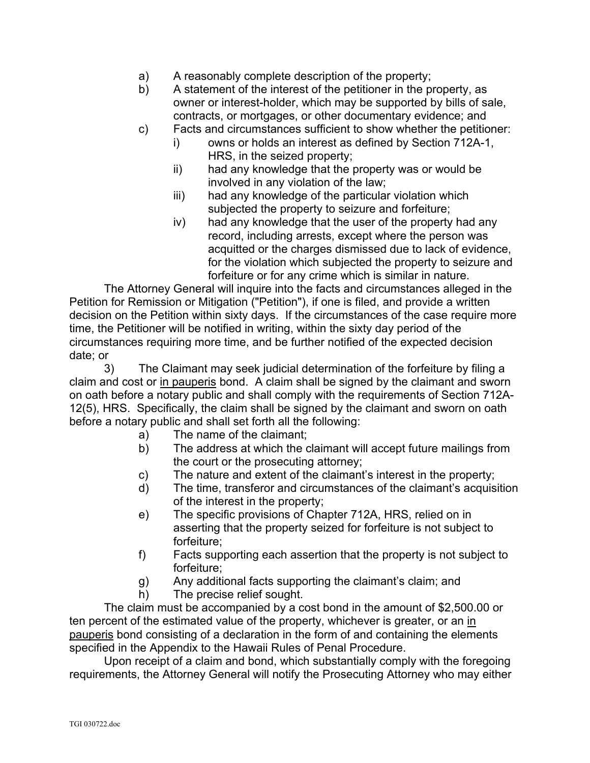a) A reasonably complete description of the property;
b) A statement of the interest of the petitioner in the property, as owner or interest-holder, which may be supported by bills of sale, contracts, or mortgages, or other documentary evidence; and
c) Facts and circumstances sufficient to show whether the petitioner:
   i) owns or holds an interest as defined by Section 712A-1, HRS, in the seized property;
   ii) had any knowledge that the property was or would be involved in any violation of the law;
   iii) had any knowledge of the particular violation which subjected the property to seizure and forfeiture;
   iv) had any knowledge that the user of the property had any record, including arrests, except where the person was acquitted or the charges dismissed due to lack of evidence, for the violation which subjected the property to seizure and forfeiture or for any crime which is similar in nature.

The Attorney General will inquire into the facts and circumstances alleged in the Petition for Remission or Mitigation ("Petition"), if one is filed, and provide a written decision on the Petition within sixty days. If the circumstances of the case require more time, the Petitioner will be notified in writing, within the sixty day period of the circumstances requiring more time, and be further notified of the expected decision date; or

3) The Claimant may seek judicial determination of the forfeiture by filing a claim and cost or <u>in pauperis</u> bond. A claim shall be signed by the claimant and sworn on oath before a notary public and shall comply with the requirements of Section 712A-12(5), HRS. Specifically, the claim shall be signed by the claimant and sworn on oath before a notary public and shall set forth all the following:

a) The name of the claimant;
b) The address at which the claimant will accept future mailings from the court or the prosecuting attorney;
c) The nature and extent of the claimant's interest in the property;
d) The time, transferor and circumstances of the claimant's acquisition of the interest in the property;
e) The specific provisions of Chapter 712A, HRS, relied on in asserting that the property seized for forfeiture is not subject to forfeiture;
f) Facts supporting each assertion that the property is not subject to forfeiture;
g) Any additional facts supporting the claimant's claim; and
h) The precise relief sought.

The claim must be accompanied by a cost bond in the amount of $2,500.00 or ten percent of the estimated value of the property, whichever is greater, or an <u>in pauperis</u> bond consisting of a declaration in the form of and containing the elements specified in the Appendix to the Hawaii Rules of Penal Procedure.

Upon receipt of a claim and bond, which substantially comply with the foregoing requirements, the Attorney General will notify the Prosecuting Attorney who may either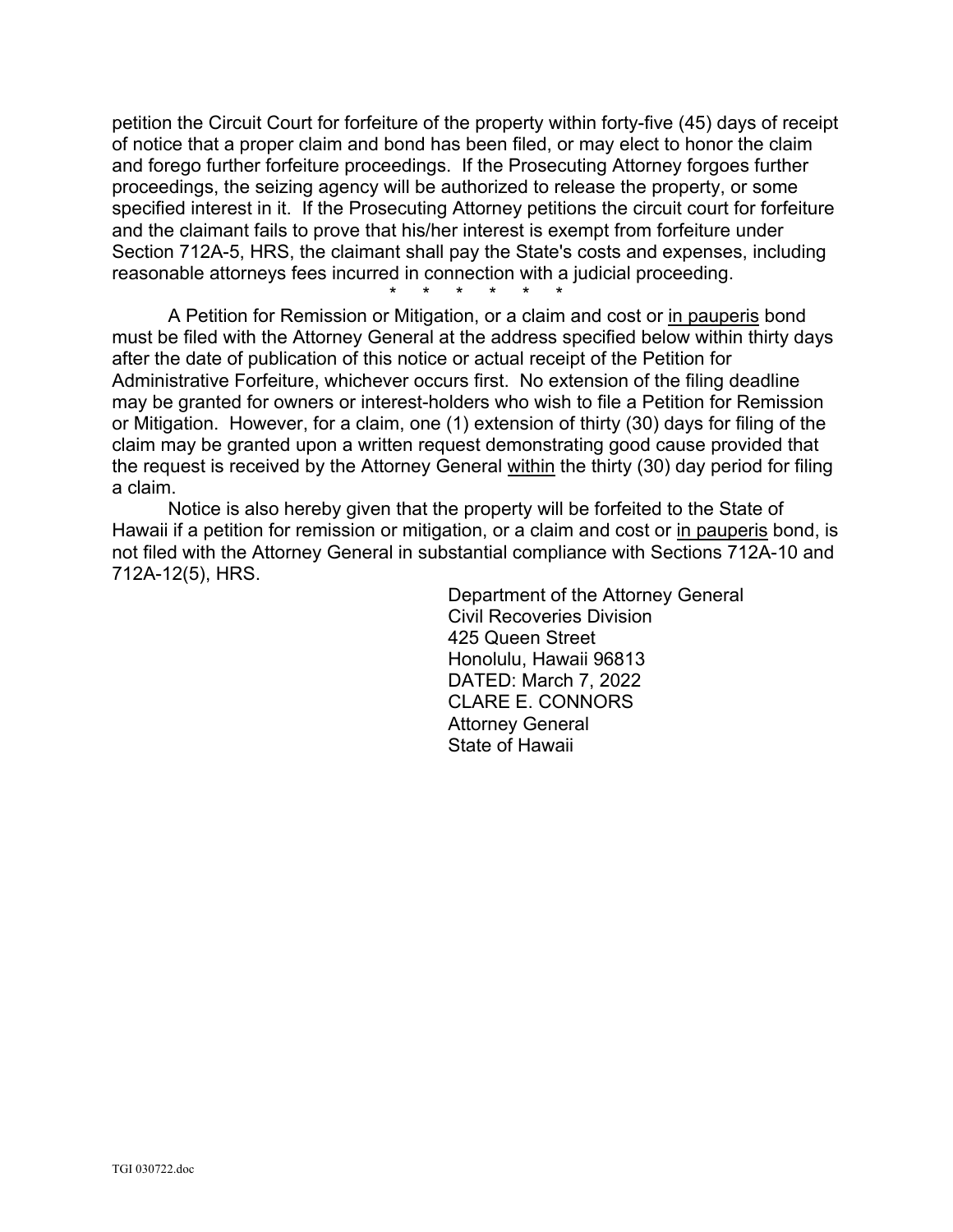petition the Circuit Court for forfeiture of the property within forty-five (45) days of receipt of notice that a proper claim and bond has been filed, or may elect to honor the claim and forego further forfeiture proceedings. If the Prosecuting Attorney forgoes further proceedings, the seizing agency will be authorized to release the property, or some specified interest in it. If the Prosecuting Attorney petitions the circuit court for forfeiture and the claimant fails to prove that his/her interest is exempt from forfeiture under Section 712A-5, HRS, the claimant shall pay the State's costs and expenses, including reasonable attorneys fees incurred in connection with a judicial proceeding.

\* \* \* \* \* \*

A Petition for Remission or Mitigation, or a claim and cost or in pauperis bond must be filed with the Attorney General at the address specified below within thirty days after the date of publication of this notice or actual receipt of the Petition for Administrative Forfeiture, whichever occurs first. No extension of the filing deadline may be granted for owners or interest-holders who wish to file a Petition for Remission or Mitigation. However, for a claim, one (1) extension of thirty (30) days for filing of the claim may be granted upon a written request demonstrating good cause provided that the request is received by the Attorney General within the thirty (30) day period for filing a claim.

Notice is also hereby given that the property will be forfeited to the State of Hawaii if a petition for remission or mitigation, or a claim and cost or in pauperis bond, is not filed with the Attorney General in substantial compliance with Sections 712A-10 and 712A-12(5), HRS.

Department of the Attorney General
Civil Recoveries Division
425 Queen Street
Honolulu, Hawaii 96813
DATED: March 7, 2022
CLARE E. CONNORS
Attorney General
State of Hawaii

TGI 030722.doc